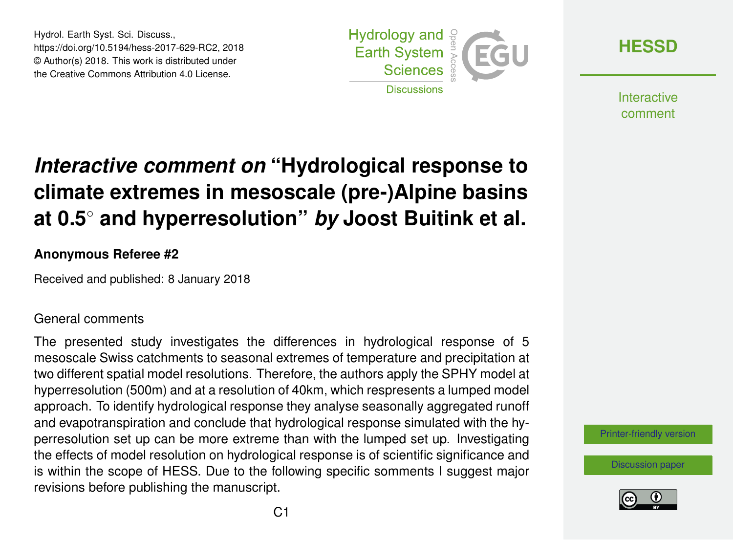Hydrol. Earth Syst. Sci. Discuss.,
https://doi.org/10.5194/hess-2017-629-RC2, 2018
© Author(s) 2018. This work is distributed under
the Creative Commons Attribution 4.0 License.

# *Interactive comment on* "Hydrological response to climate extremes in mesoscale (pre-)Alpine basins at 0.5° and hyperresolution" *by* Joost Buitink et al.

**Anonymous Referee #2**

Received and published: 8 January 2018

General comments

The presented study investigates the differences in hydrological response of 5 mesoscale Swiss catchments to seasonal extremes of temperature and precipitation at two different spatial model resolutions. Therefore, the authors apply the SPHY model at hyperresolution (500m) and at a resolution of 40km, which respresents a lumped model approach. To identify hydrological response they analyse seasonally aggregated runoff and evapotranspiration and conclude that hydrological response simulated with the hyperresolution set up can be more extreme than with the lumped set up. Investigating the effects of model resolution on hydrological response is of scientific significance and is within the scope of HESS. Due to the following specific somments I suggest major revisions before publishing the manuscript.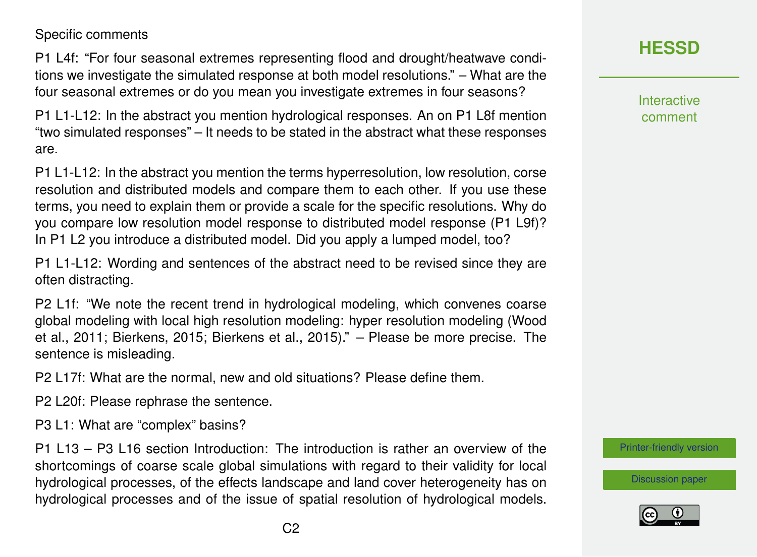Specific comments

P1 L4f: "For four seasonal extremes representing flood and drought/heatwave conditions we investigate the simulated response at both model resolutions." – What are the four seasonal extremes or do you mean you investigate extremes in four seasons?

P1 L1-L12: In the abstract you mention hydrological responses. An on P1 L8f mention "two simulated responses" – It needs to be stated in the abstract what these responses are.

P1 L1-L12: In the abstract you mention the terms hyperresolution, low resolution, corse resolution and distributed models and compare them to each other. If you use these terms, you need to explain them or provide a scale for the specific resolutions. Why do you compare low resolution model response to distributed model response (P1 L9f)? In P1 L2 you introduce a distributed model. Did you apply a lumped model, too?

P1 L1-L12: Wording and sentences of the abstract need to be revised since they are often distracting.

P2 L1f: "We note the recent trend in hydrological modeling, which convenes coarse global modeling with local high resolution modeling: hyper resolution modeling (Wood et al., 2011; Bierkens, 2015; Bierkens et al., 2015)." – Please be more precise. The sentence is misleading.

P2 L17f: What are the normal, new and old situations? Please define them.

P2 L20f: Please rephrase the sentence.

P3 L1: What are "complex" basins?

P1 L13 – P3 L16 section Introduction: The introduction is rather an overview of the shortcomings of coarse scale global simulations with regard to their validity for local hydrological processes, of the effects landscape and land cover heterogeneity has on hydrological processes and of the issue of spatial resolution of hydrological models.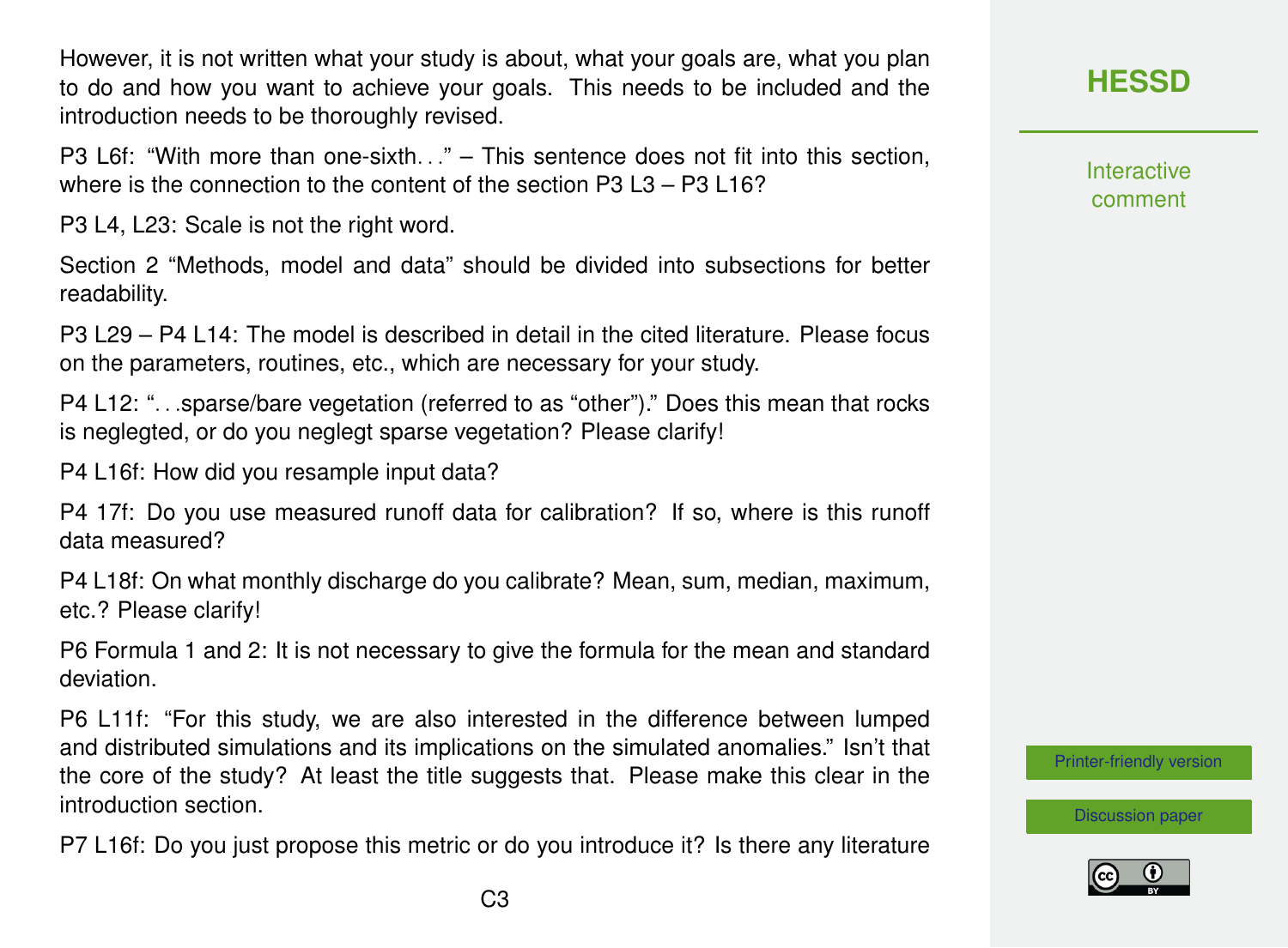However, it is not written what your study is about, what your goals are, what you plan to do and how you want to achieve your goals. This needs to be included and the introduction needs to be thoroughly revised.

P3 L6f: "With more than one-sixth..." – This sentence does not fit into this section, where is the connection to the content of the section P3 L3 – P3 L16?

P3 L4, L23: Scale is not the right word.

Section 2 "Methods, model and data" should be divided into subsections for better readability.

P3 L29 – P4 L14: The model is described in detail in the cited literature. Please focus on the parameters, routines, etc., which are necessary for your study.

P4 L12: "...sparse/bare vegetation (referred to as "other")." Does this mean that rocks is neglegted, or do you neglegt sparse vegetation? Please clarify!

P4 L16f: How did you resample input data?

P4 17f: Do you use measured runoff data for calibration? If so, where is this runoff data measured?

P4 L18f: On what monthly discharge do you calibrate? Mean, sum, median, maximum, etc.? Please clarify!

P6 Formula 1 and 2: It is not necessary to give the formula for the mean and standard deviation.

P6 L11f: "For this study, we are also interested in the difference between lumped and distributed simulations and its implications on the simulated anomalies." Isn't that the core of the study? At least the title suggests that. Please make this clear in the introduction section.

P7 L16f: Do you just propose this metric or do you introduce it? Is there any literature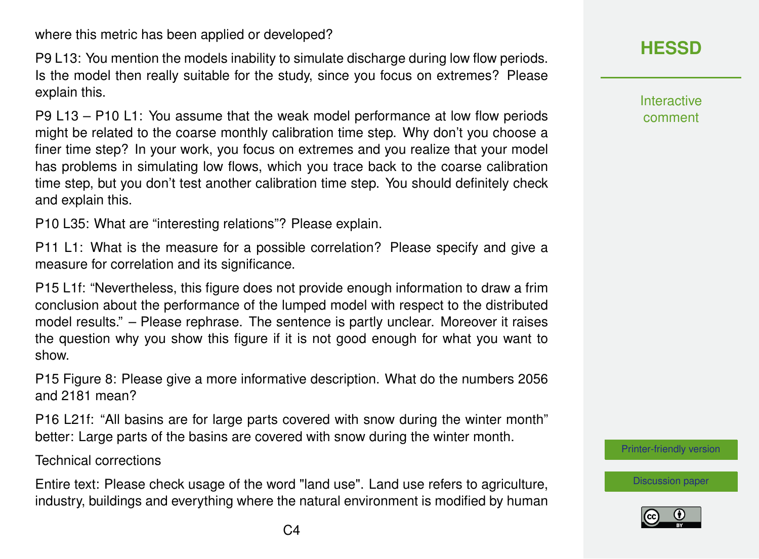where this metric has been applied or developed?

P9 L13: You mention the models inability to simulate discharge during low flow periods. Is the model then really suitable for the study, since you focus on extremes? Please explain this.

P9 L13 – P10 L1: You assume that the weak model performance at low flow periods might be related to the coarse monthly calibration time step. Why don't you choose a finer time step? In your work, you focus on extremes and you realize that your model has problems in simulating low flows, which you trace back to the coarse calibration time step, but you don't test another calibration time step. You should definitely check and explain this.

P10 L35: What are "interesting relations"? Please explain.

P11 L1: What is the measure for a possible correlation? Please specify and give a measure for correlation and its significance.

P15 L1f: "Nevertheless, this figure does not provide enough information to draw a frim conclusion about the performance of the lumped model with respect to the distributed model results." – Please rephrase. The sentence is partly unclear. Moreover it raises the question why you show this figure if it is not good enough for what you want to show.

P15 Figure 8: Please give a more informative description. What do the numbers 2056 and 2181 mean?

P16 L21f: "All basins are for large parts covered with snow during the winter month" better: Large parts of the basins are covered with snow during the winter month.

Technical corrections

Entire text: Please check usage of the word "land use". Land use refers to agriculture, industry, buildings and everything where the natural environment is modified by human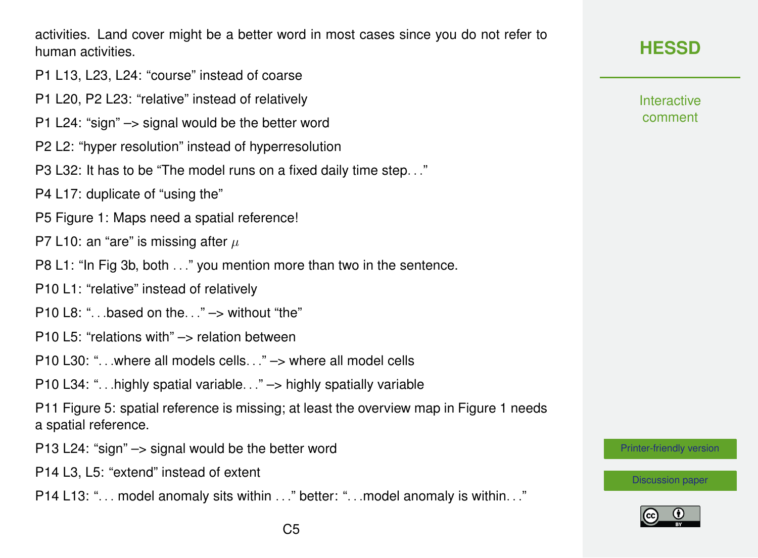activities. Land cover might be a better word in most cases since you do not refer to human activities.

P1 L13, L23, L24: "course" instead of coarse

P1 L20, P2 L23: "relative" instead of relatively

P1 L24: "sign" –> signal would be the better word

P2 L2: "hyper resolution" instead of hyperresolution

P3 L32: It has to be "The model runs on a fixed daily time step. . ."

P4 L17: duplicate of "using the"

P5 Figure 1: Maps need a spatial reference!

P7 L10: an "are" is missing after $\mu$

P8 L1: "In Fig 3b, both . . ." you mention more than two in the sentence.

P10 L1: "relative" instead of relatively

P10 L8: ". . .based on the. . ." –> without "the"

P10 L5: "relations with" –> relation between

P10 L30: ". . .where all models cells. . ." –> where all model cells

P10 L34: ". . .highly spatial variable. . ." –> highly spatially variable

P11 Figure 5: spatial reference is missing; at least the overview map in Figure 1 needs a spatial reference.

P13 L24: "sign" –> signal would be the better word

P14 L3, L5: "extend" instead of extent

P14 L13: ". . . model anomaly sits within . . ." better: ". . .model anomaly is within. . ."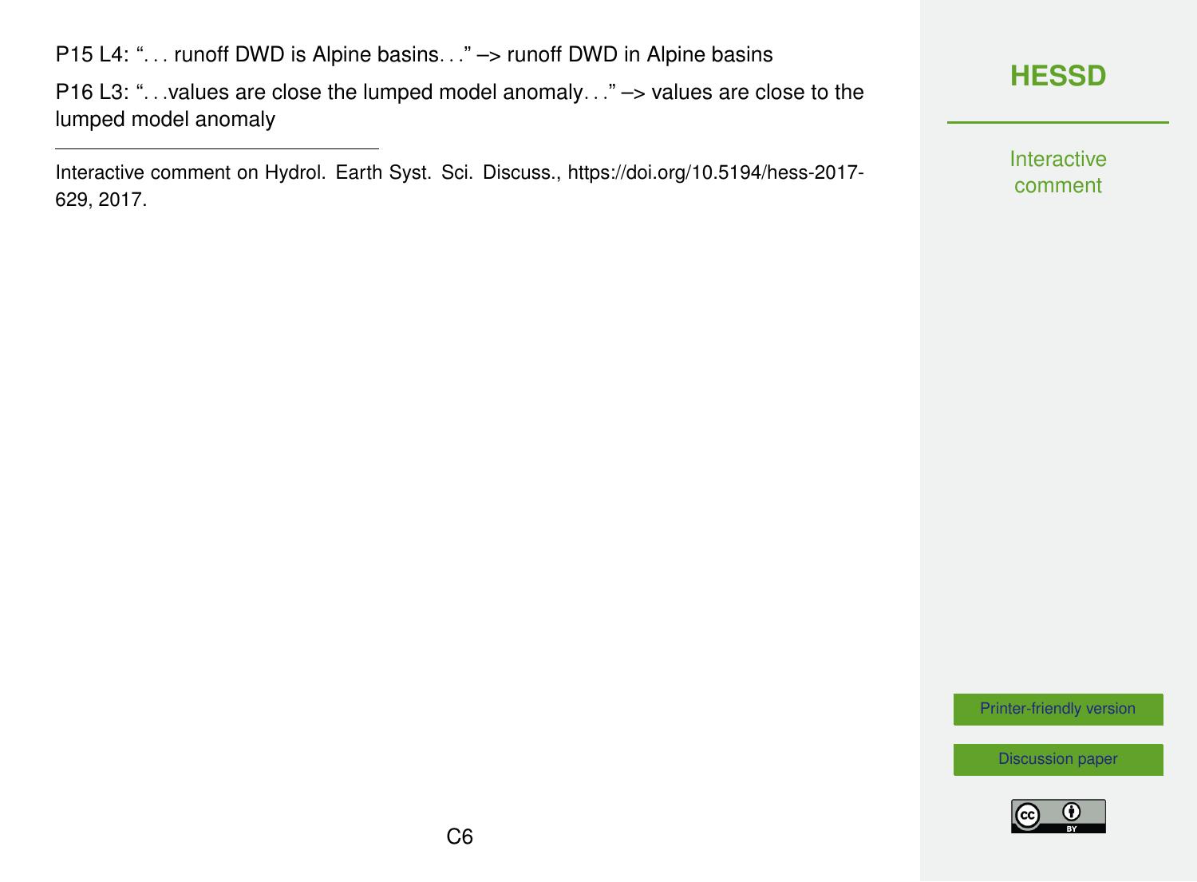P15 L4: "... runoff DWD is Alpine basins..." –> runoff DWD in Alpine basins

P16 L3: "...values are close the lumped model anomaly..." –> values are close to the lumped model anomaly

---

Interactive comment on Hydrol. Earth Syst. Sci. Discuss., https://doi.org/10.5194/hess-2017-629, 2017.